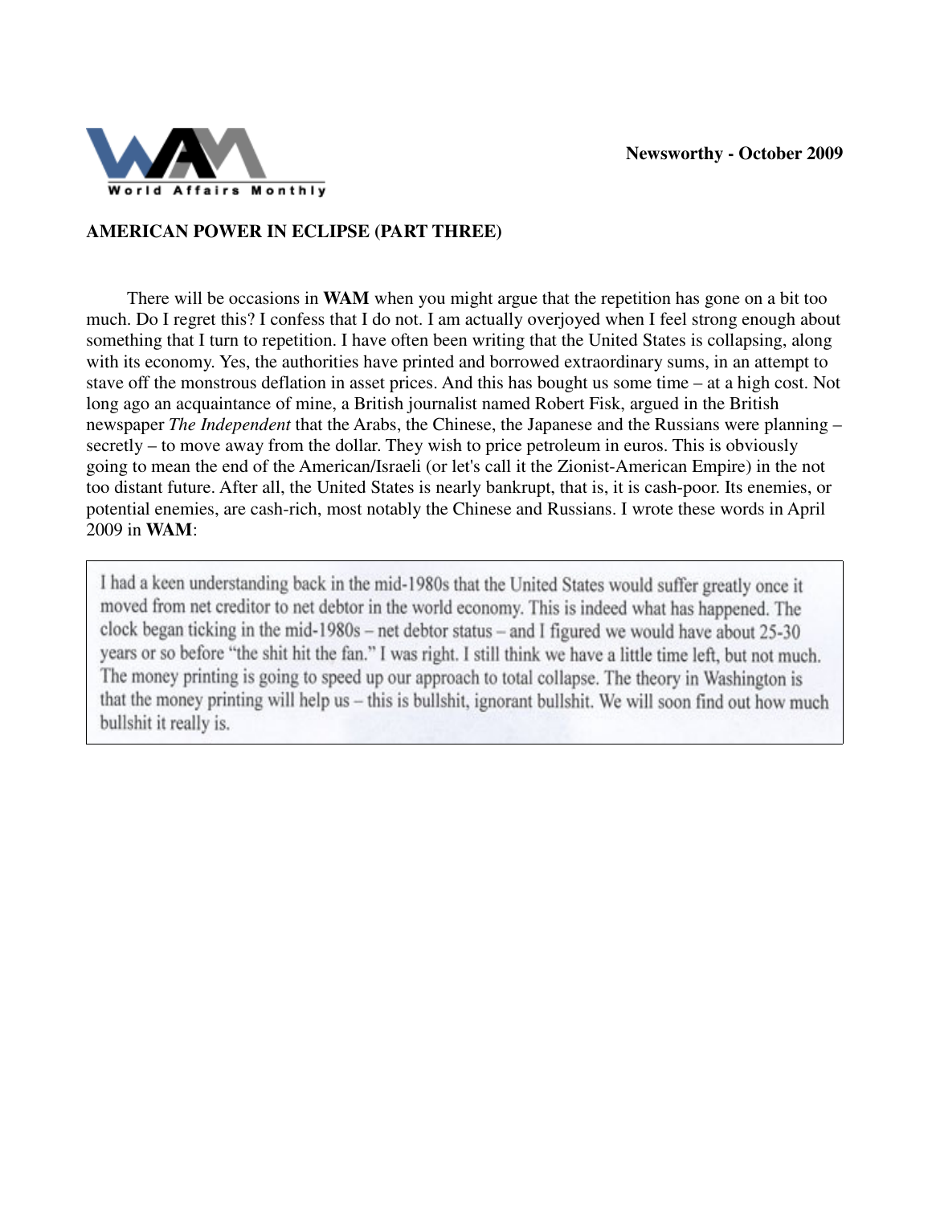World Affairs Monthly

**Newsworthy - October 2009**

## AMERICAN POWER IN ECLIPSE (PART THREE)

There will be occasions in **WAM** when you might argue that the repetition has gone on a bit too much. Do I regret this? I confess that I do not. I am actually overjoyed when I feel strong enough about something that I turn to repetition. I have often been writing that the United States is collapsing, along with its economy. Yes, the authorities have printed and borrowed extraordinary sums, in an attempt to stave off the monstrous deflation in asset prices. And this has bought us some time – at a high cost. Not long ago an acquaintance of mine, a British journalist named Robert Fisk, argued in the British newspaper *The Independent* that the Arabs, the Chinese, the Japanese and the Russians were planning – secretly – to move away from the dollar. They wish to price petroleum in euros. This is obviously going to mean the end of the American/Israeli (or let's call it the Zionist-American Empire) in the not too distant future. After all, the United States is nearly bankrupt, that is, it is cash-poor. Its enemies, or potential enemies, are cash-rich, most notably the Chinese and Russians. I wrote these words in April 2009 in **WAM**:

> I had a keen understanding back in the mid-1980s that the United States would suffer greatly once it moved from net creditor to net debtor in the world economy. This is indeed what has happened. The clock began ticking in the mid-1980s – net debtor status – and I figured we would have about 25-30 years or so before "the shit hit the fan." I was right. I still think we have a little time left, but not much. The money printing is going to speed up our approach to total collapse. The theory in Washington is that the money printing will help us – this is bullshit, ignorant bullshit. We will soon find out how much bullshit it really is.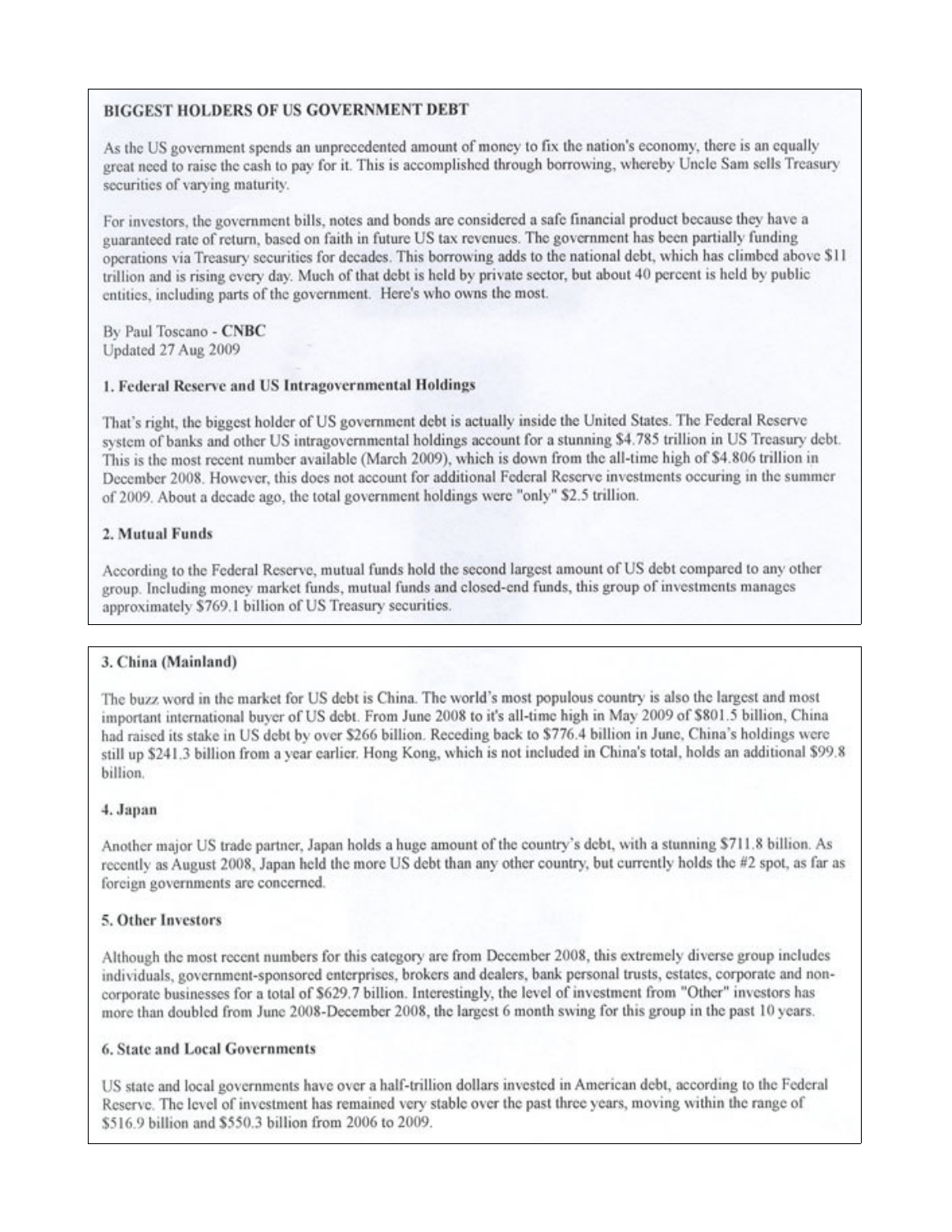## BIGGEST HOLDERS OF US GOVERNMENT DEBT

As the US government spends an unprecedented amount of money to fix the nation's economy, there is an equally great need to raise the cash to pay for it. This is accomplished through borrowing, whereby Uncle Sam sells Treasury securities of varying maturity.

For investors, the government bills, notes and bonds are considered a safe financial product because they have a guaranteed rate of return, based on faith in future US tax revenues. The government has been partially funding operations via Treasury securities for decades. This borrowing adds to the national debt, which has climbed above $11 trillion and is rising every day. Much of that debt is held by private sector, but about 40 percent is held by public entities, including parts of the government. Here's who owns the most.

By Paul Toscano - **CNBC**
Updated 27 Aug 2009

### 1. Federal Reserve and US Intragovernmental Holdings

That's right, the biggest holder of US government debt is actually inside the United States. The Federal Reserve system of banks and other US intragovernmental holdings account for a stunning $4.785 trillion in US Treasury debt. This is the most recent number available (March 2009), which is down from the all-time high of $4.806 trillion in December 2008. However, this does not account for additional Federal Reserve investments occuring in the summer of 2009. About a decade ago, the total government holdings were "only" $2.5 trillion.

### 2. Mutual Funds

According to the Federal Reserve, mutual funds hold the second largest amount of US debt compared to any other group. Including money market funds, mutual funds and closed-end funds, this group of investments manages approximately $769.1 billion of US Treasury securities.

### 3. China (Mainland)

The buzz word in the market for US debt is China. The world's most populous country is also the largest and most important international buyer of US debt. From June 2008 to it's all-time high in May 2009 of $801.5 billion, China had raised its stake in US debt by over $266 billion. Receding back to $776.4 billion in June, China's holdings were still up $241.3 billion from a year earlier. Hong Kong, which is not included in China's total, holds an additional $99.8 billion.

### 4. Japan

Another major US trade partner, Japan holds a huge amount of the country's debt, with a stunning $711.8 billion. As recently as August 2008, Japan held the more US debt than any other country, but currently holds the #2 spot, as far as foreign governments are concerned.

### 5. Other Investors

Although the most recent numbers for this category are from December 2008, this extremely diverse group includes individuals, government-sponsored enterprises, brokers and dealers, bank personal trusts, estates, corporate and non-corporate businesses for a total of $629.7 billion. Interestingly, the level of investment from "Other" investors has more than doubled from June 2008-December 2008, the largest 6 month swing for this group in the past 10 years.

### 6. State and Local Governments

US state and local governments have over a half-trillion dollars invested in American debt, according to the Federal Reserve. The level of investment has remained very stable over the past three years, moving within the range of $516.9 billion and $550.3 billion from 2006 to 2009.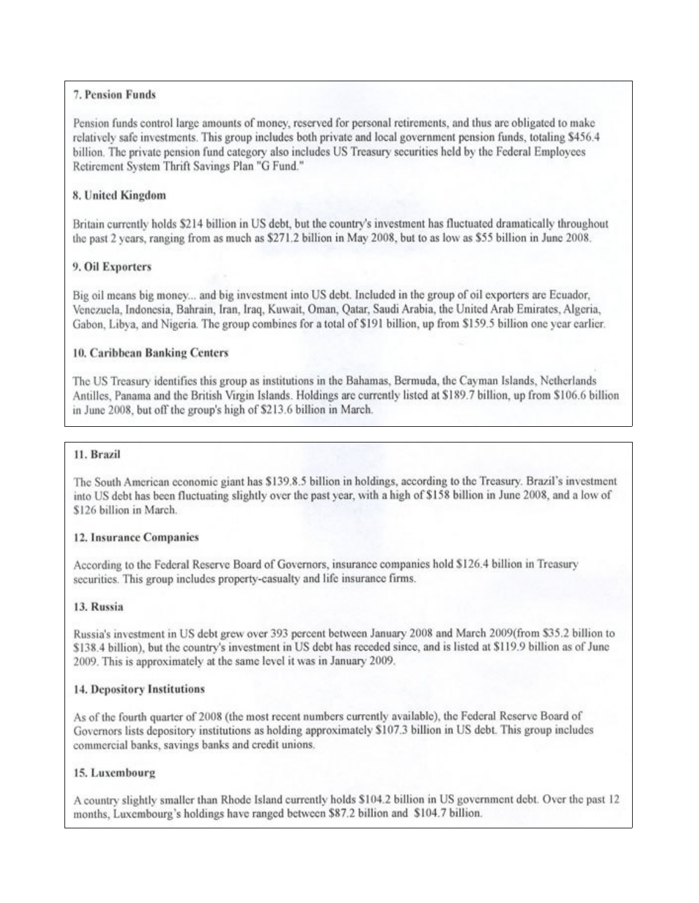### 7. Pension Funds

Pension funds control large amounts of money, reserved for personal retirements, and thus are obligated to make relatively safe investments. This group includes both private and local government pension funds, totaling $456.4 billion. The private pension fund category also includes US Treasury securities held by the Federal Employees Retirement System Thrift Savings Plan "G Fund."

### 8. United Kingdom

Britain currently holds $214 billion in US debt, but the country's investment has fluctuated dramatically throughout the past 2 years, ranging from as much as $271.2 billion in May 2008, but to as low as $55 billion in June 2008.

### 9. Oil Exporters

Big oil means big money... and big investment into US debt. Included in the group of oil exporters are Ecuador, Venezuela, Indonesia, Bahrain, Iran, Iraq, Kuwait, Oman, Qatar, Saudi Arabia, the United Arab Emirates, Algeria, Gabon, Libya, and Nigeria. The group combines for a total of $191 billion, up from $159.5 billion one year earlier.

### 10. Caribbean Banking Centers

The US Treasury identifies this group as institutions in the Bahamas, Bermuda, the Cayman Islands, Netherlands Antilles, Panama and the British Virgin Islands. Holdings are currently listed at $189.7 billion, up from $106.6 billion in June 2008, but off the group's high of $213.6 billion in March.

### 11. Brazil

The South American economic giant has $139.8.5 billion in holdings, according to the Treasury. Brazil's investment into US debt has been fluctuating slightly over the past year, with a high of $158 billion in June 2008, and a low of $126 billion in March.

### 12. Insurance Companies

According to the Federal Reserve Board of Governors, insurance companies hold $126.4 billion in Treasury securities. This group includes property-casualty and life insurance firms.

### 13. Russia

Russia's investment in US debt grew over 393 percent between January 2008 and March 2009(from $35.2 billion to $138.4 billion), but the country's investment in US debt has receded since, and is listed at $119.9 billion as of June 2009. This is approximately at the same level it was in January 2009.

### 14. Depository Institutions

As of the fourth quarter of 2008 (the most recent numbers currently available), the Federal Reserve Board of Governors lists depository institutions as holding approximately $107.3 billion in US debt. This group includes commercial banks, savings banks and credit unions.

### 15. Luxembourg

A country slightly smaller than Rhode Island currently holds $104.2 billion in US government debt. Over the past 12 months, Luxembourg's holdings have ranged between $87.2 billion and $104.7 billion.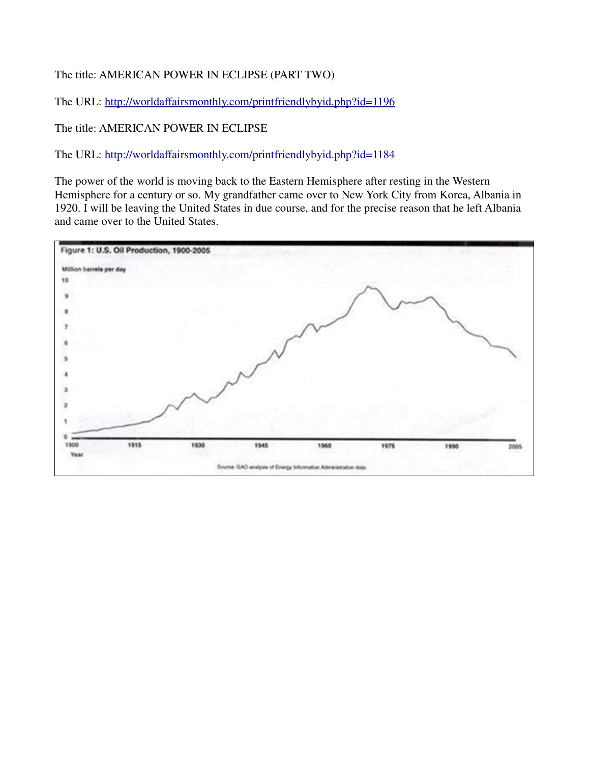The title: AMERICAN POWER IN ECLIPSE (PART TWO)

The URL: http://worldaffairsmonthly.com/printfriendlybyid.php?id=1196

The title: AMERICAN POWER IN ECLIPSE

The URL: http://worldaffairsmonthly.com/printfriendlybyid.php?id=1184

The power of the world is moving back to the Eastern Hemisphere after resting in the Western Hemisphere for a century or so. My grandfather came over to New York City from Korca, Albania in 1920. I will be leaving the United States in due course, and for the precise reason that he left Albania and came over to the United States.

Figure 1: U.S. Oil Production, 1900-2005

Source: GAO analysis of Energy Information Administration data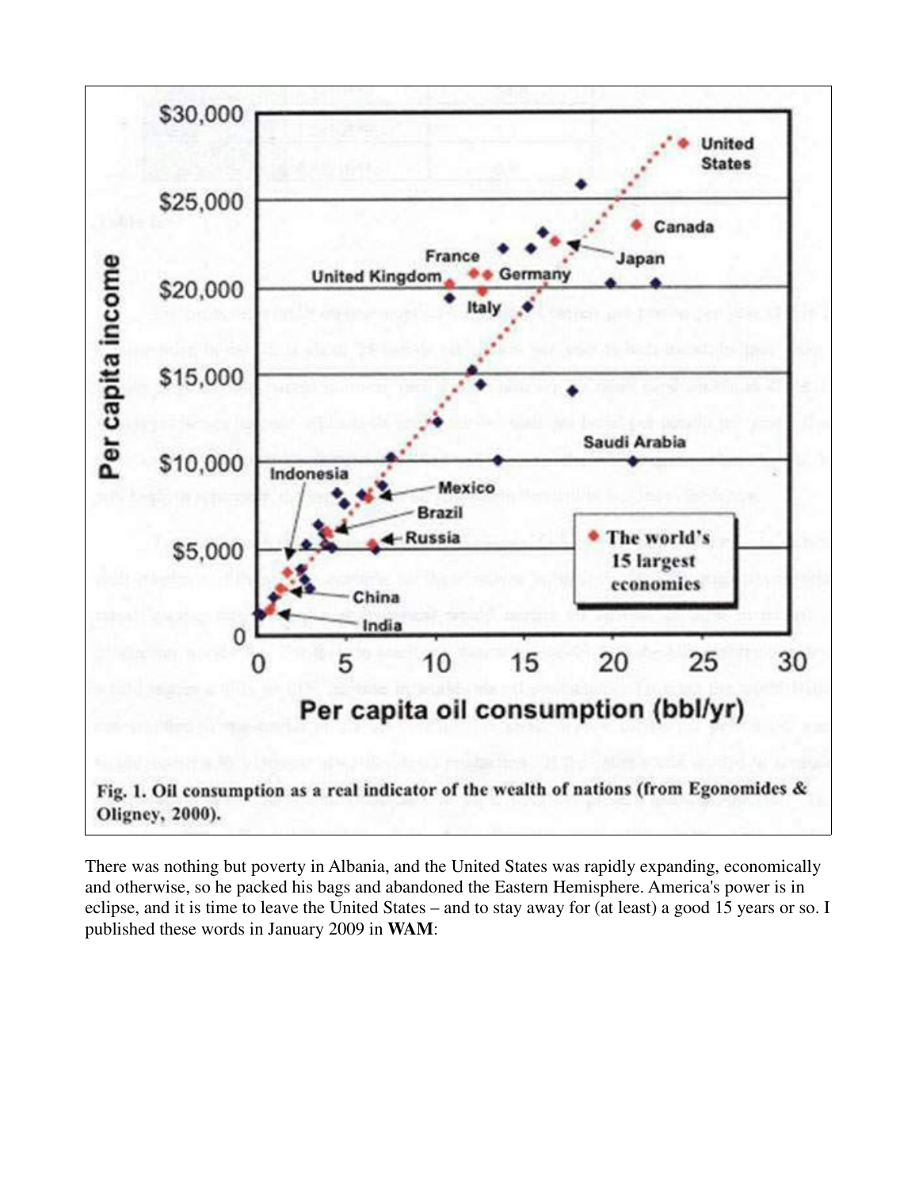Fig. 1. Oil consumption as a real indicator of the wealth of nations (from Egonomides & Oligney, 2000).

There was nothing but poverty in Albania, and the United States was rapidly expanding, economically and otherwise, so he packed his bags and abandoned the Eastern Hemisphere. America's power is in eclipse, and it is time to leave the United States – and to stay away for (at least) a good 15 years or so. I published these words in January 2009 in **WAM**: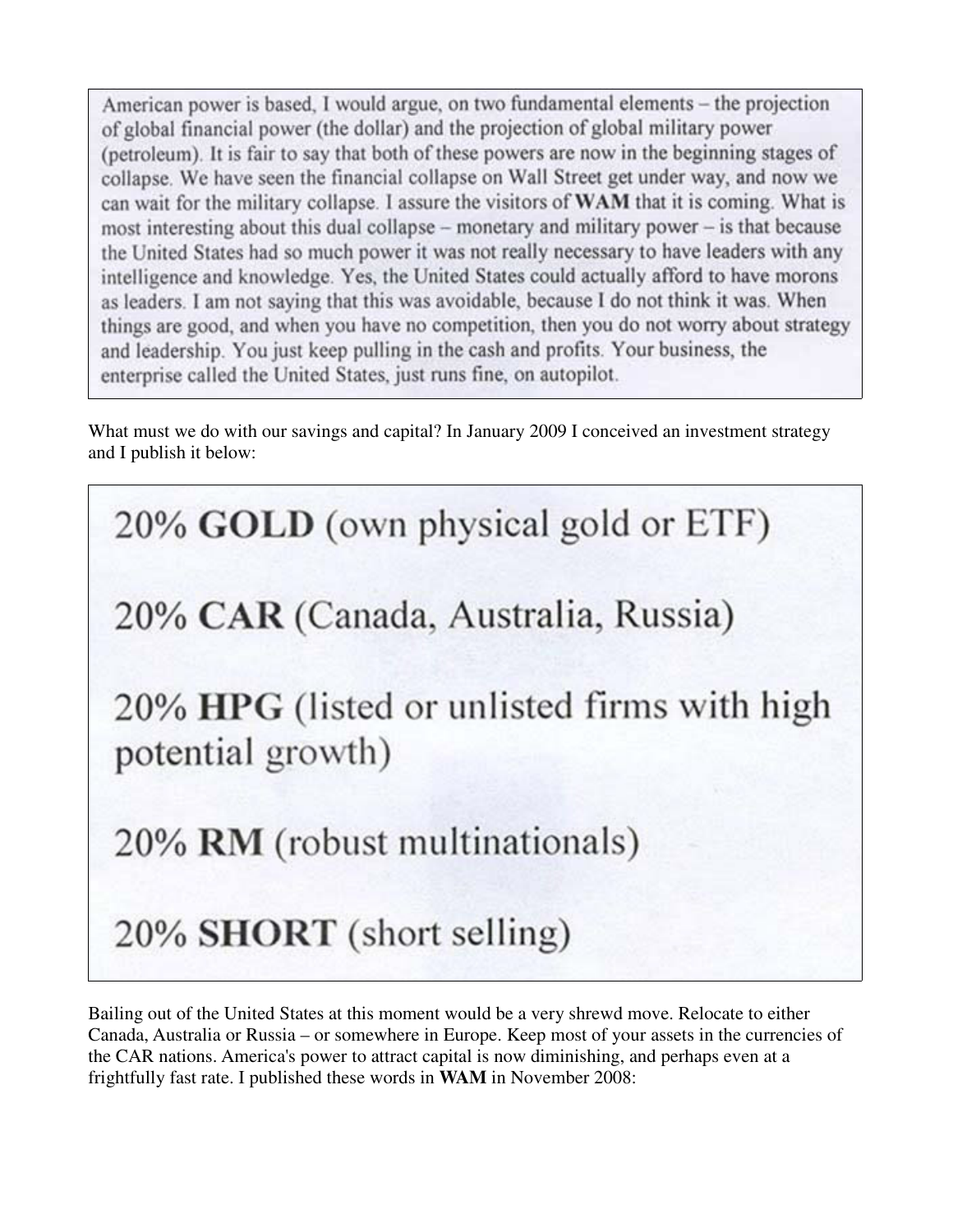> American power is based, I would argue, on two fundamental elements – the projection of global financial power (the dollar) and the projection of global military power (petroleum). It is fair to say that both of these powers are now in the beginning stages of collapse. We have seen the financial collapse on Wall Street get under way, and now we can wait for the military collapse. I assure the visitors of **WAM** that it is coming. What is most interesting about this dual collapse – monetary and military power – is that because the United States had so much power it was not really necessary to have leaders with any intelligence and knowledge. Yes, the United States could actually afford to have morons as leaders. I am not saying that this was avoidable, because I do not think it was. When things are good, and when you have no competition, then you do not worry about strategy and leadership. You just keep pulling in the cash and profits. Your business, the enterprise called the United States, just runs fine, on autopilot.

What must we do with our savings and capital? In January 2009 I conceived an investment strategy and I publish it below:

> 20% **GOLD** (own physical gold or ETF)
>
> 20% **CAR** (Canada, Australia, Russia)
>
> 20% **HPG** (listed or unlisted firms with high potential growth)
>
> 20% **RM** (robust multinationals)
>
> 20% **SHORT** (short selling)

Bailing out of the United States at this moment would be a very shrewd move. Relocate to either Canada, Australia or Russia – or somewhere in Europe. Keep most of your assets in the currencies of the CAR nations. America's power to attract capital is now diminishing, and perhaps even at a frightfully fast rate. I published these words in **WAM** in November 2008: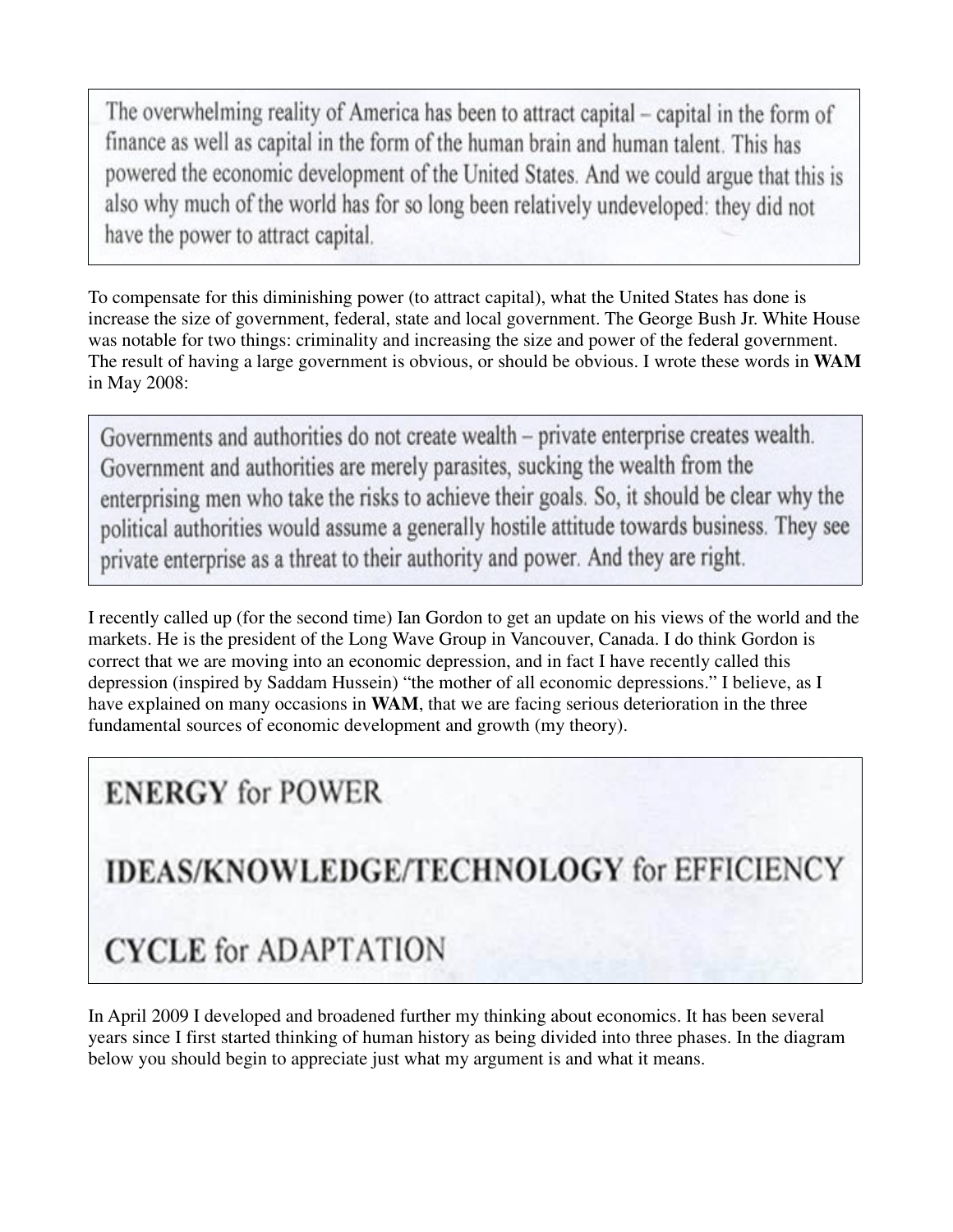> The overwhelming reality of America has been to attract capital – capital in the form of finance as well as capital in the form of the human brain and human talent. This has powered the economic development of the United States. And we could argue that this is also why much of the world has for so long been relatively undeveloped: they did not have the power to attract capital.

To compensate for this diminishing power (to attract capital), what the United States has done is increase the size of government, federal, state and local government. The George Bush Jr. White House was notable for two things: criminality and increasing the size and power of the federal government. The result of having a large government is obvious, or should be obvious. I wrote these words in **WAM** in May 2008:

> Governments and authorities do not create wealth – private enterprise creates wealth. Government and authorities are merely parasites, sucking the wealth from the enterprising men who take the risks to achieve their goals. So, it should be clear why the political authorities would assume a generally hostile attitude towards business. They see private enterprise as a threat to their authority and power. And they are right.

I recently called up (for the second time) Ian Gordon to get an update on his views of the world and the markets. He is the president of the Long Wave Group in Vancouver, Canada. I do think Gordon is correct that we are moving into an economic depression, and in fact I have recently called this depression (inspired by Saddam Hussein) "the mother of all economic depressions." I believe, as I have explained on many occasions in **WAM**, that we are facing serious deterioration in the three fundamental sources of economic development and growth (my theory).

> **ENERGY** for POWER
>
> **IDEAS/KNOWLEDGE/TECHNOLOGY** for EFFICIENCY
>
> **CYCLE** for ADAPTATION

In April 2009 I developed and broadened further my thinking about economics. It has been several years since I first started thinking of human history as being divided into three phases. In the diagram below you should begin to appreciate just what my argument is and what it means.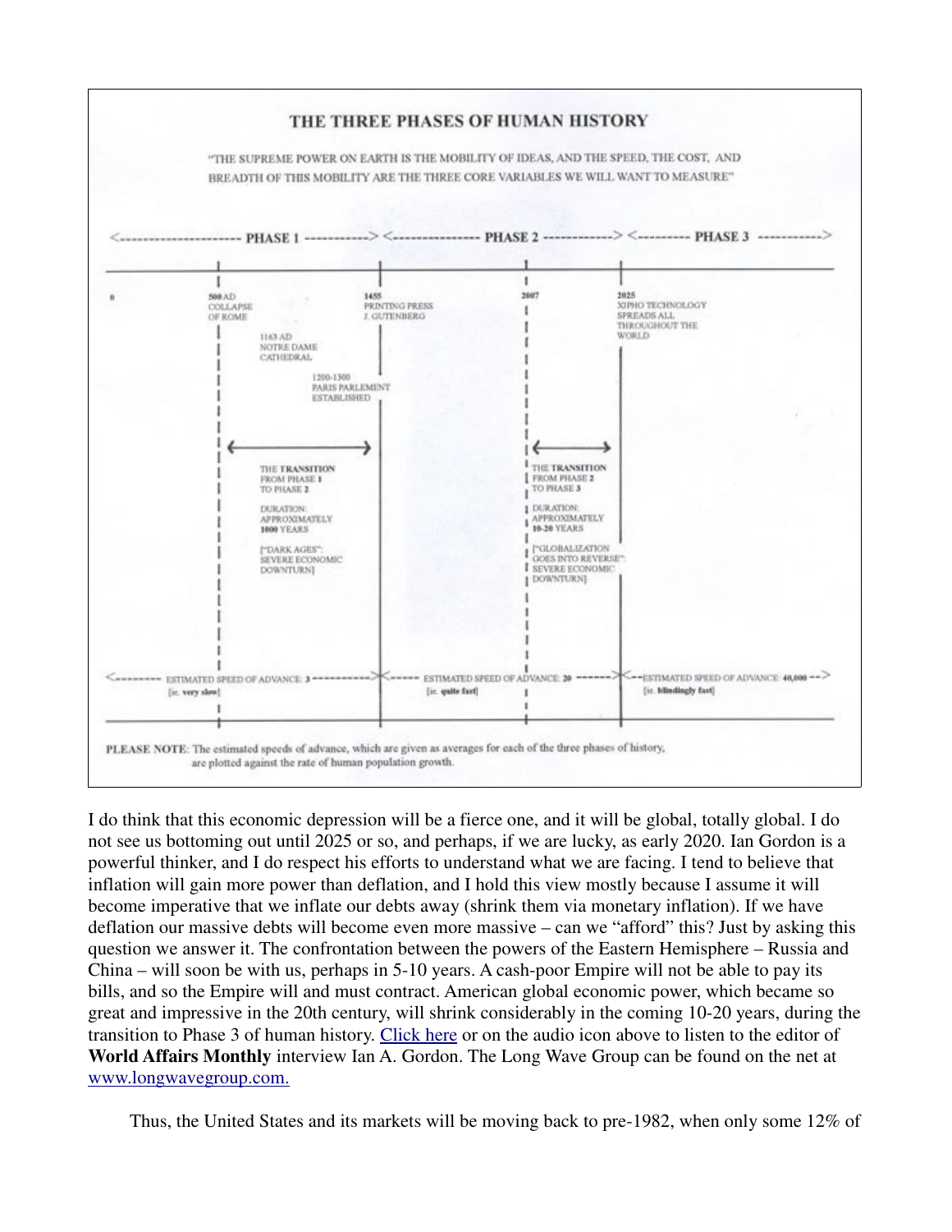THE THREE PHASES OF HUMAN HISTORY

"THE SUPREME POWER ON EARTH IS THE MOBILITY OF IDEAS, AND THE SPEED, THE COST, AND BREADTH OF THIS MOBILITY ARE THE THREE CORE VARIABLES WE WILL WANT TO MEASURE"

<-------------------- PHASE 1 -----------> <--------------- PHASE 2 ------------> <--------- PHASE 3 ----------->

0

500 AD COLLAPSE OF ROME

1163 AD NOTRE DAME CATHEDRAL

1200-1300 PARIS PARLEMENT ESTABLISHED

1455 PRINTING PRESS J. GUTENBERG

2007

2025 XIPHO TECHNOLOGY SPREADS ALL THROUGHOUT THE WORLD

THE TRANSITION FROM PHASE 1 TO PHASE 2

DURATION: APPROXIMATELY 1000 YEARS

["DARK AGES": SEVERE ECONOMIC DOWNTURN]

THE TRANSITION FROM PHASE 2 TO PHASE 3

DURATION: APPROXIMATELY 10-20 YEARS

["GLOBALIZATION GOES INTO REVERSE": SEVERE ECONOMIC DOWNTURN]

<-------- ESTIMATED SPEED OF ADVANCE: 3 ----------> [ie. very slow]

<----- ESTIMATED SPEED OF ADVANCE: 20 ------> [ie. quite fast]

<--ESTIMATED SPEED OF ADVANCE: 40,000 --> [ie. blindingly fast]

**PLEASE NOTE**: The estimated speeds of advance, which are given as averages for each of the three phases of history, are plotted against the rate of human population growth.

I do think that this economic depression will be a fierce one, and it will be global, totally global. I do not see us bottoming out until 2025 or so, and perhaps, if we are lucky, as early 2020. Ian Gordon is a powerful thinker, and I do respect his efforts to understand what we are facing. I tend to believe that inflation will gain more power than deflation, and I hold this view mostly because I assume it will become imperative that we inflate our debts away (shrink them via monetary inflation). If we have deflation our massive debts will become even more massive – can we "afford" this? Just by asking this question we answer it. The confrontation between the powers of the Eastern Hemisphere – Russia and China – will soon be with us, perhaps in 5-10 years. A cash-poor Empire will not be able to pay its bills, and so the Empire will and must contract. American global economic power, which became so great and impressive in the 20th century, will shrink considerably in the coming 10-20 years, during the transition to Phase 3 of human history. Click here or on the audio icon above to listen to the editor of **World Affairs Monthly** interview Ian A. Gordon. The Long Wave Group can be found on the net at www.longwavegroup.com.

Thus, the United States and its markets will be moving back to pre-1982, when only some 12% of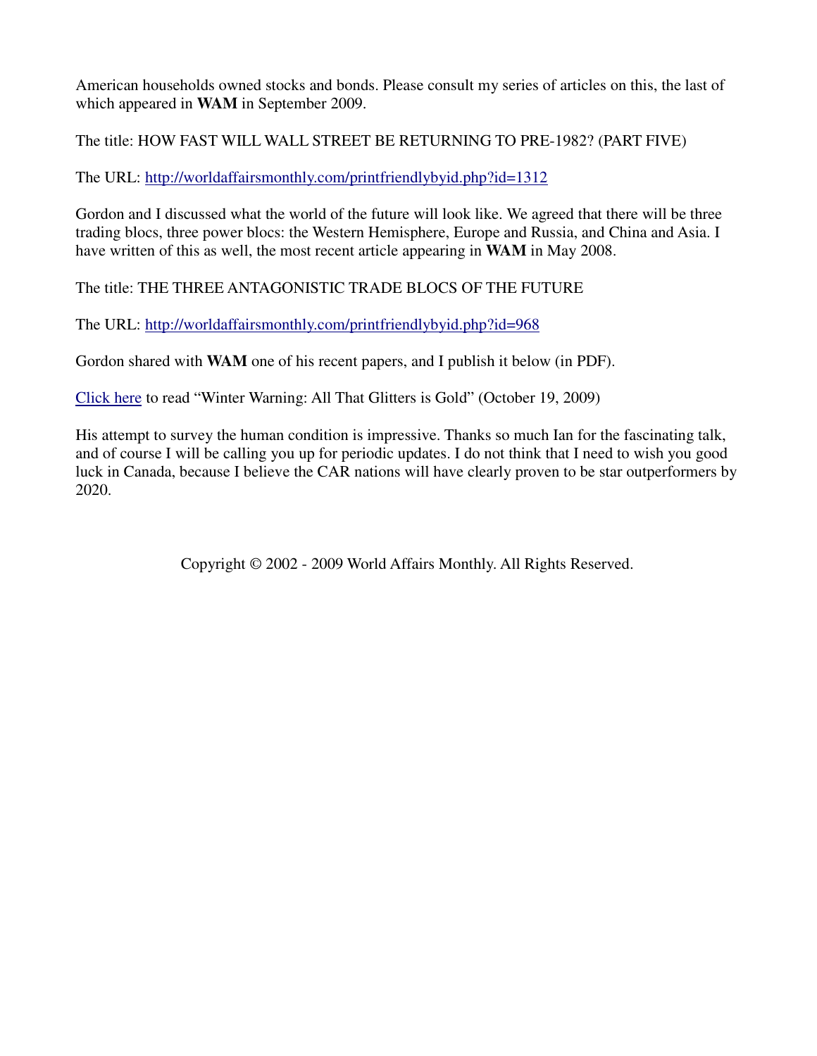American households owned stocks and bonds. Please consult my series of articles on this, the last of which appeared in **WAM** in September 2009.

The title: HOW FAST WILL WALL STREET BE RETURNING TO PRE-1982? (PART FIVE)

The URL: http://worldaffairsmonthly.com/printfriendlybyid.php?id=1312

Gordon and I discussed what the world of the future will look like. We agreed that there will be three trading blocs, three power blocs: the Western Hemisphere, Europe and Russia, and China and Asia. I have written of this as well, the most recent article appearing in **WAM** in May 2008.

The title: THE THREE ANTAGONISTIC TRADE BLOCS OF THE FUTURE

The URL: http://worldaffairsmonthly.com/printfriendlybyid.php?id=968

Gordon shared with **WAM** one of his recent papers, and I publish it below (in PDF).

Click here to read "Winter Warning: All That Glitters is Gold" (October 19, 2009)

His attempt to survey the human condition is impressive. Thanks so much Ian for the fascinating talk, and of course I will be calling you up for periodic updates. I do not think that I need to wish you good luck in Canada, because I believe the CAR nations will have clearly proven to be star outperformers by 2020.

Copyright © 2002 - 2009 World Affairs Monthly. All Rights Reserved.